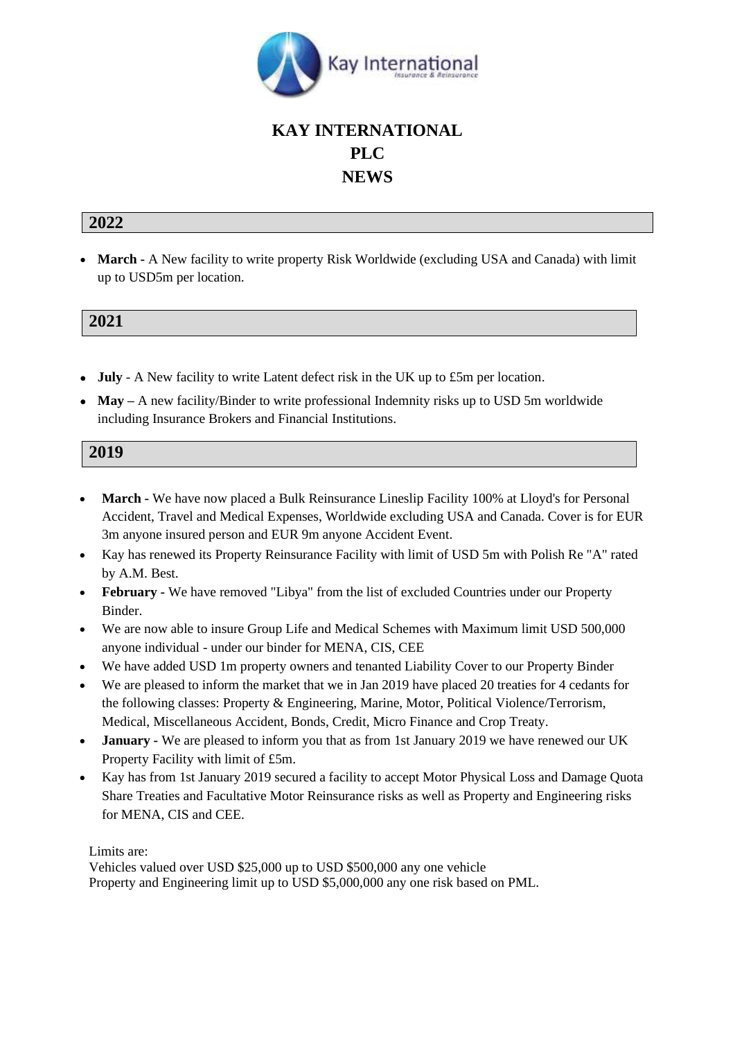# KAY INTERNATIONAL PLC NEWS

## 2022

- **March** - A New facility to write property Risk Worldwide (excluding USA and Canada) with limit up to USD5m per location.

## 2021

- **July** - A New facility to write Latent defect risk in the UK up to £5m per location.
- **May** – A new facility/Binder to write professional Indemnity risks up to USD 5m worldwide including Insurance Brokers and Financial Institutions.

## 2019

- **March** - We have now placed a Bulk Reinsurance Lineslip Facility 100% at Lloyd's for Personal Accident, Travel and Medical Expenses, Worldwide excluding USA and Canada. Cover is for EUR 3m anyone insured person and EUR 9m anyone Accident Event.
- Kay has renewed its Property Reinsurance Facility with limit of USD 5m with Polish Re "A" rated by A.M. Best.
- **February** - We have removed "Libya" from the list of excluded Countries under our Property Binder.
- We are now able to insure Group Life and Medical Schemes with Maximum limit USD 500,000 anyone individual - under our binder for MENA, CIS, CEE
- We have added USD 1m property owners and tenanted Liability Cover to our Property Binder
- We are pleased to inform the market that we in Jan 2019 have placed 20 treaties for 4 cedants for the following classes: Property & Engineering, Marine, Motor, Political Violence/Terrorism, Medical, Miscellaneous Accident, Bonds, Credit, Micro Finance and Crop Treaty.
- **January** - We are pleased to inform you that as from 1st January 2019 we have renewed our UK Property Facility with limit of £5m.
- Kay has from 1st January 2019 secured a facility to accept Motor Physical Loss and Damage Quota Share Treaties and Facultative Motor Reinsurance risks as well as Property and Engineering risks for MENA, CIS and CEE.

Limits are:
Vehicles valued over USD $25,000 up to USD $500,000 any one vehicle
Property and Engineering limit up to USD $5,000,000 any one risk based on PML.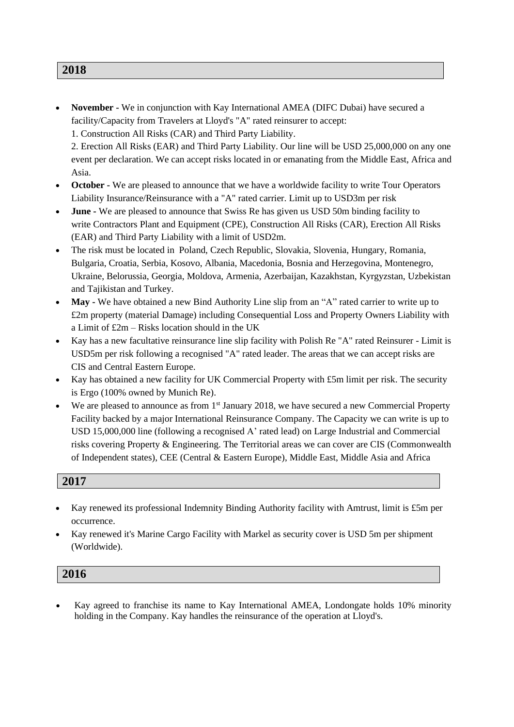## 2018

- **November -** We in conjunction with Kay International AMEA (DIFC Dubai) have secured a facility/Capacity from Travelers at Lloyd's "A" rated reinsurer to accept:
  1. Construction All Risks (CAR) and Third Party Liability.
  2. Erection All Risks (EAR) and Third Party Liability. Our line will be USD 25,000,000 on any one event per declaration. We can accept risks located in or emanating from the Middle East, Africa and Asia.
- **October -** We are pleased to announce that we have a worldwide facility to write Tour Operators Liability Insurance/Reinsurance with a "A" rated carrier. Limit up to USD3m per risk
- **June -** We are pleased to announce that Swiss Re has given us USD 50m binding facility to write Contractors Plant and Equipment (CPE), Construction All Risks (CAR), Erection All Risks (EAR) and Third Party Liability with a limit of USD2m.
- The risk must be located in Poland, Czech Republic, Slovakia, Slovenia, Hungary, Romania, Bulgaria, Croatia, Serbia, Kosovo, Albania, Macedonia, Bosnia and Herzegovina, Montenegro, Ukraine, Belorussia, Georgia, Moldova, Armenia, Azerbaijan, Kazakhstan, Kyrgyzstan, Uzbekistan and Tajikistan and Turkey.
- **May -** We have obtained a new Bind Authority Line slip from an "A" rated carrier to write up to £2m property (material Damage) including Consequential Loss and Property Owners Liability with a Limit of £2m – Risks location should in the UK
- Kay has a new facultative reinsurance line slip facility with Polish Re "A" rated Reinsurer - Limit is USD5m per risk following a recognised "A" rated leader. The areas that we can accept risks are CIS and Central Eastern Europe.
- Kay has obtained a new facility for UK Commercial Property with £5m limit per risk. The security is Ergo (100% owned by Munich Re).
- We are pleased to announce as from 1st January 2018, we have secured a new Commercial Property Facility backed by a major International Reinsurance Company. The Capacity we can write is up to USD 15,000,000 line (following a recognised A' rated lead) on Large Industrial and Commercial risks covering Property & Engineering. The Territorial areas we can cover are CIS (Commonwealth of Independent states), CEE (Central & Eastern Europe), Middle East, Middle Asia and Africa

## 2017

- Kay renewed its professional Indemnity Binding Authority facility with Amtrust, limit is £5m per occurrence.
- Kay renewed it's Marine Cargo Facility with Markel as security cover is USD 5m per shipment (Worldwide).

## 2016

- Kay agreed to franchise its name to Kay International AMEA, Londongate holds 10% minority holding in the Company. Kay handles the reinsurance of the operation at Lloyd's.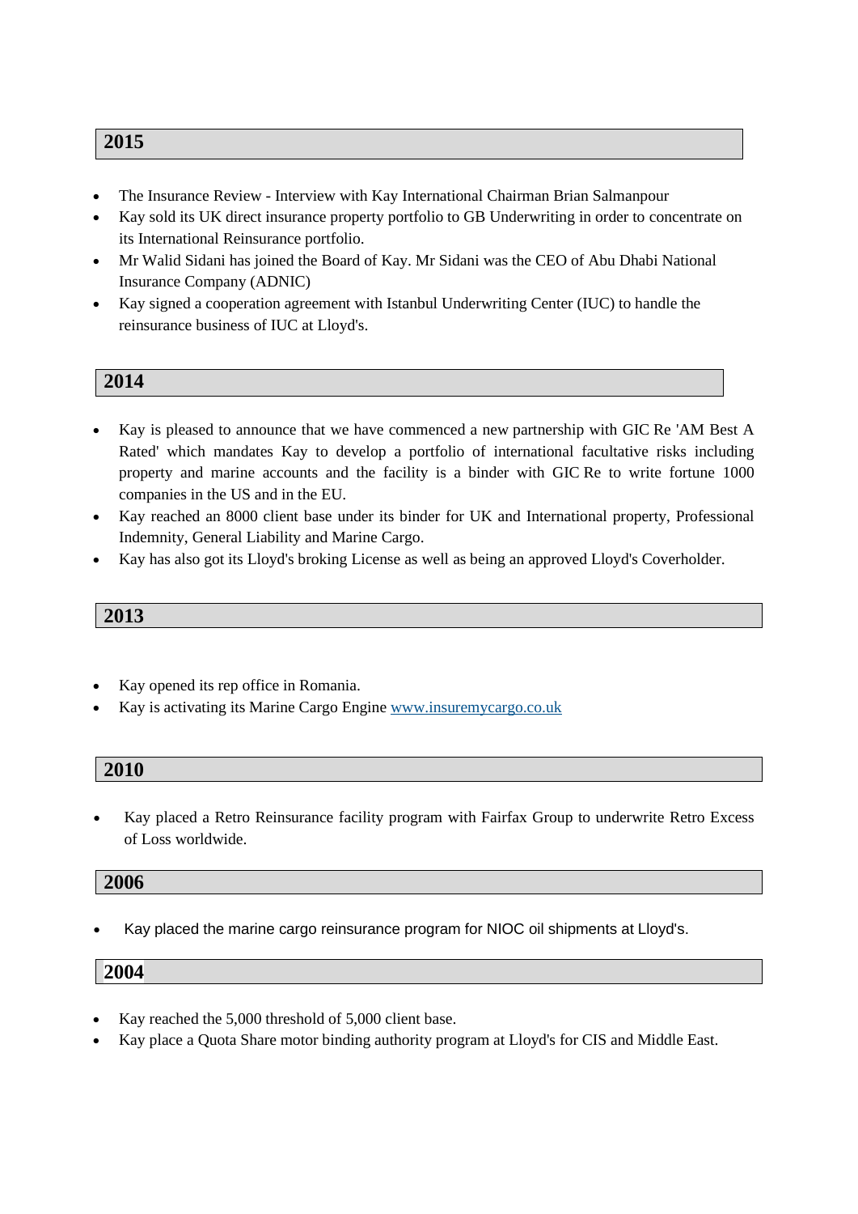## 2015

- The Insurance Review - Interview with Kay International Chairman Brian Salmanpour
- Kay sold its UK direct insurance property portfolio to GB Underwriting in order to concentrate on its International Reinsurance portfolio.
- Mr Walid Sidani has joined the Board of Kay. Mr Sidani was the CEO of Abu Dhabi National Insurance Company (ADNIC)
- Kay signed a cooperation agreement with Istanbul Underwriting Center (IUC) to handle the reinsurance business of IUC at Lloyd's.

## 2014

- Kay is pleased to announce that we have commenced a new partnership with GIC Re 'AM Best A Rated' which mandates Kay to develop a portfolio of international facultative risks including property and marine accounts and the facility is a binder with GIC Re to write fortune 1000 companies in the US and in the EU.
- Kay reached an 8000 client base under its binder for UK and International property, Professional Indemnity, General Liability and Marine Cargo.
- Kay has also got its Lloyd's broking License as well as being an approved Lloyd's Coverholder.

## 2013

- Kay opened its rep office in Romania.
- Kay is activating its Marine Cargo Engine [www.insuremycargo.co.uk](http://www.insuremycargo.co.uk)

## 2010

- Kay placed a Retro Reinsurance facility program with Fairfax Group to underwrite Retro Excess of Loss worldwide.

## 2006

- Kay placed the marine cargo reinsurance program for NIOC oil shipments at Lloyd's.

## 2004

- Kay reached the 5,000 threshold of 5,000 client base.
- Kay place a Quota Share motor binding authority program at Lloyd's for CIS and Middle East.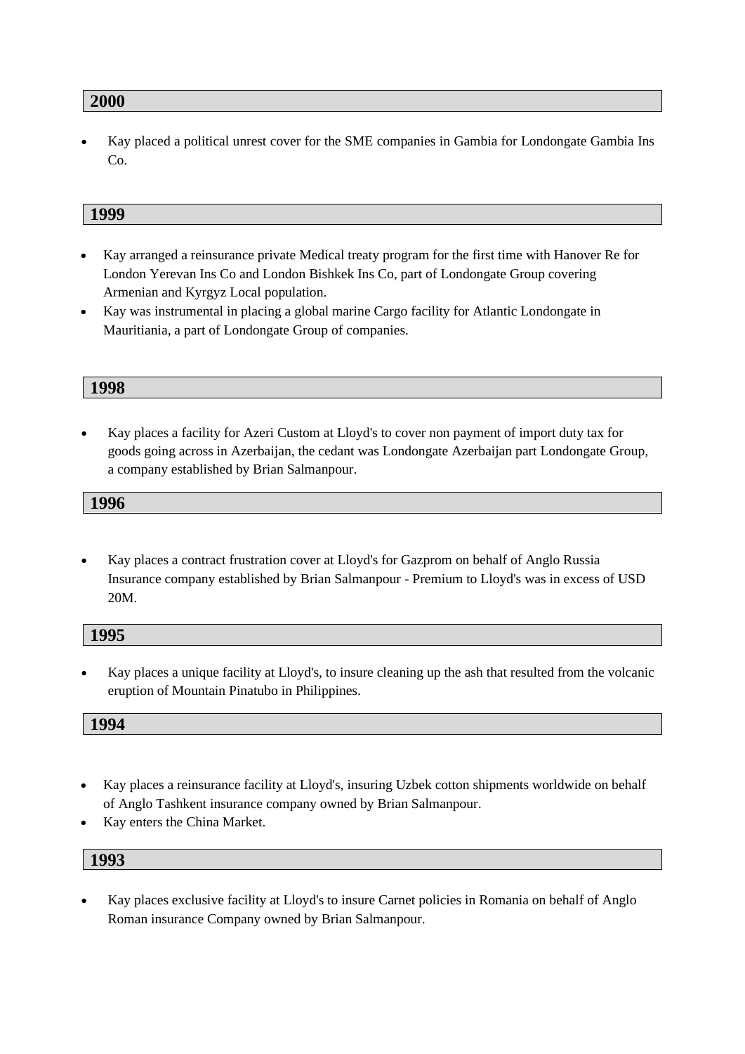## 2000

- Kay placed a political unrest cover for the SME companies in Gambia for Londongate Gambia Ins Co.

## 1999

- Kay arranged a reinsurance private Medical treaty program for the first time with Hanover Re for London Yerevan Ins Co and London Bishkek Ins Co, part of Londongate Group covering Armenian and Kyrgyz Local population.
- Kay was instrumental in placing a global marine Cargo facility for Atlantic Londongate in Mauritiania, a part of Londongate Group of companies.

## 1998

- Kay places a facility for Azeri Custom at Lloyd's to cover non payment of import duty tax for goods going across in Azerbaijan, the cedant was Londongate Azerbaijan part Londongate Group, a company established by Brian Salmanpour.

## 1996

- Kay places a contract frustration cover at Lloyd's for Gazprom on behalf of Anglo Russia Insurance company established by Brian Salmanpour - Premium to Lloyd's was in excess of USD 20M.

## 1995

- Kay places a unique facility at Lloyd's, to insure cleaning up the ash that resulted from the volcanic eruption of Mountain Pinatubo in Philippines.

## 1994

- Kay places a reinsurance facility at Lloyd's, insuring Uzbek cotton shipments worldwide on behalf of Anglo Tashkent insurance company owned by Brian Salmanpour.
- Kay enters the China Market.

## 1993

- Kay places exclusive facility at Lloyd's to insure Carnet policies in Romania on behalf of Anglo Roman insurance Company owned by Brian Salmanpour.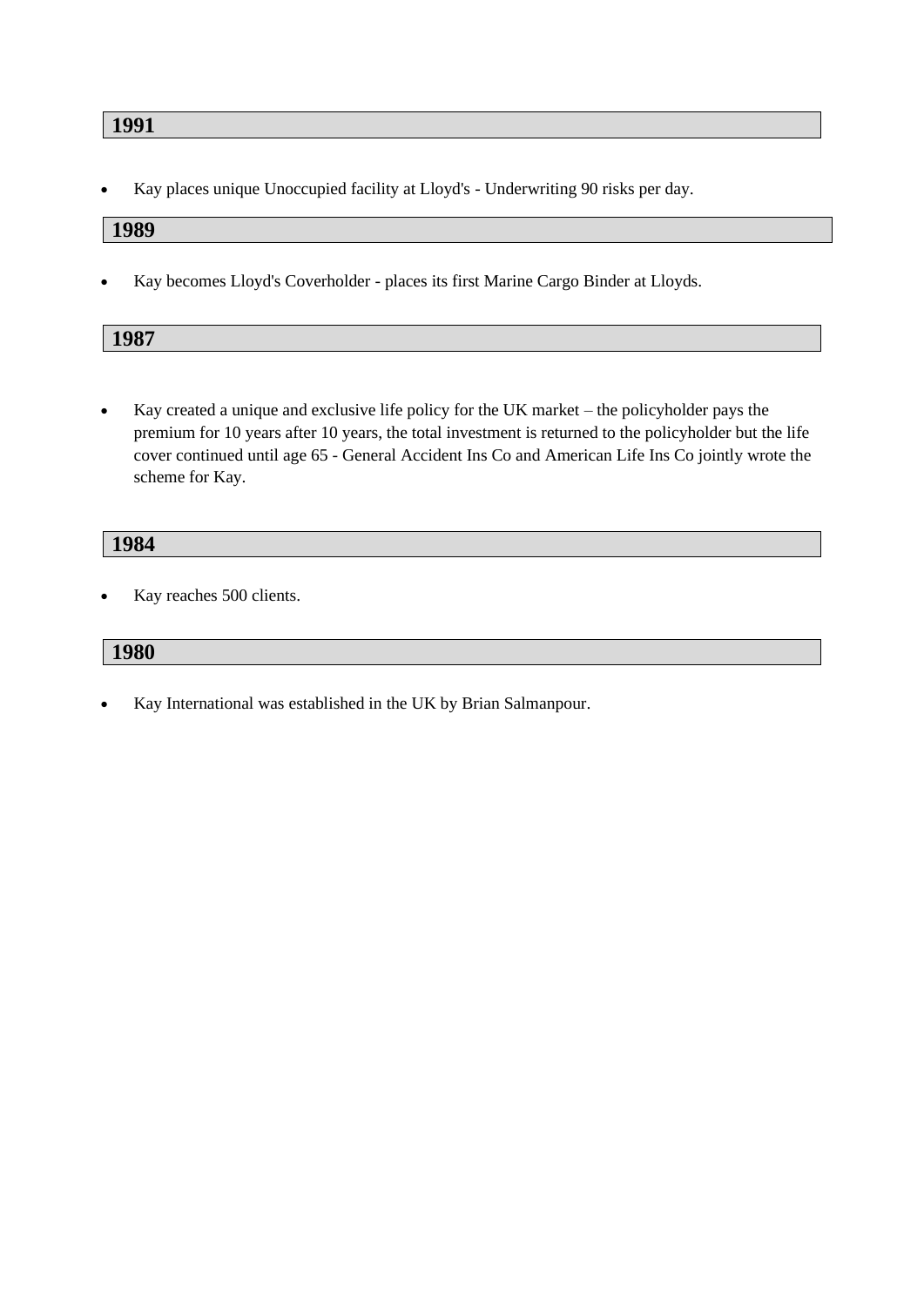## 1991

- Kay places unique Unoccupied facility at Lloyd's - Underwriting 90 risks per day.

## 1989

- Kay becomes Lloyd's Coverholder - places its first Marine Cargo Binder at Lloyds.

## 1987

- Kay created a unique and exclusive life policy for the UK market – the policyholder pays the premium for 10 years after 10 years, the total investment is returned to the policyholder but the life cover continued until age 65 - General Accident Ins Co and American Life Ins Co jointly wrote the scheme for Kay.

## 1984

- Kay reaches 500 clients.

## 1980

- Kay International was established in the UK by Brian Salmanpour.